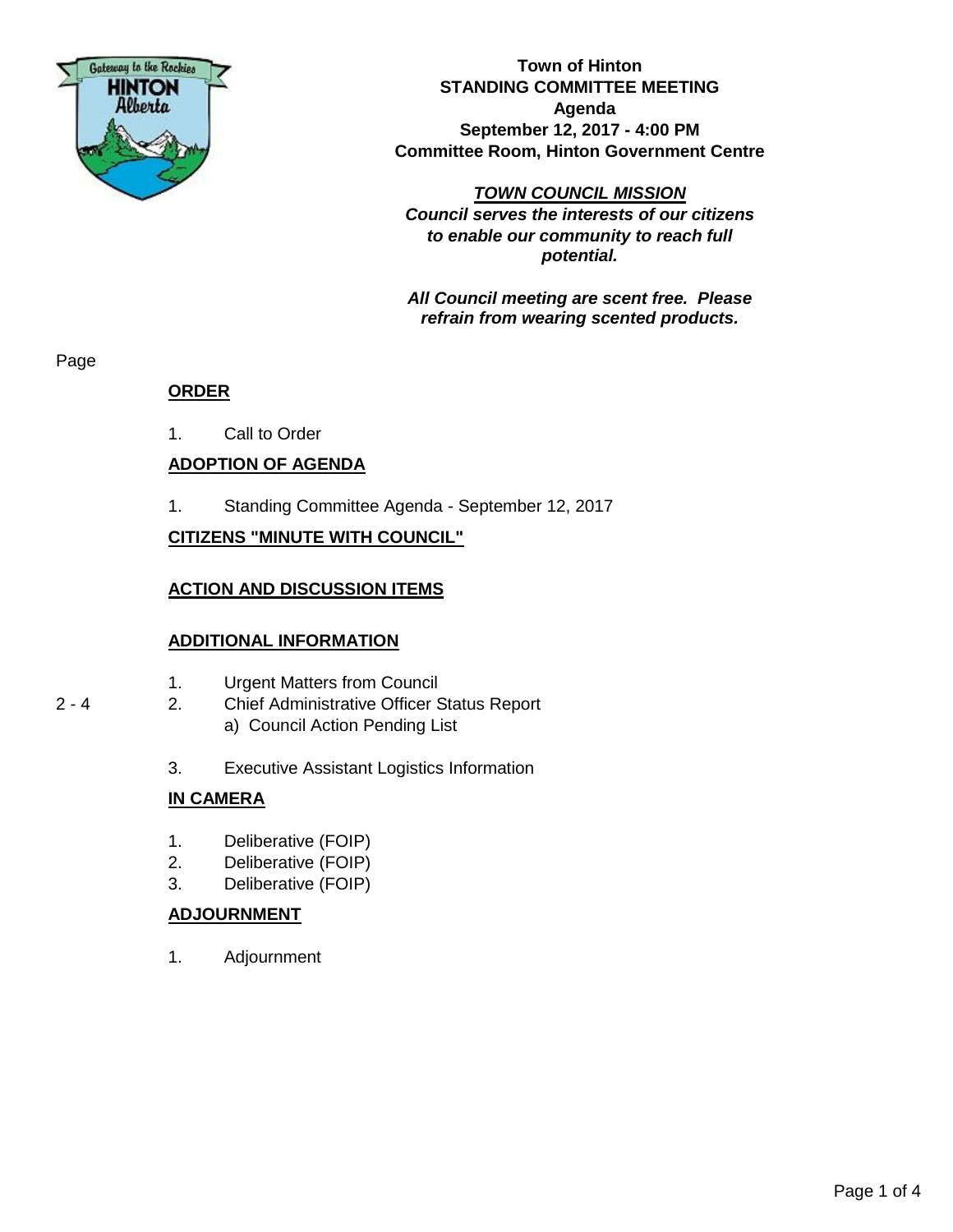**Town of Hinton**
**STANDING COMMITTEE MEETING**
**Agenda**
**September 12, 2017 - 4:00 PM**
**Committee Room, Hinton Government Centre**

***TOWN COUNCIL MISSION***
***Council serves the interests of our citizens to enable our community to reach full potential.***

***All Council meeting are scent free. Please refrain from wearing scented products.***

Page

## ORDER

1. Call to Order

## ADOPTION OF AGENDA

1. Standing Committee Agenda - September 12, 2017

## CITIZENS "MINUTE WITH COUNCIL"

## ACTION AND DISCUSSION ITEMS

## ADDITIONAL INFORMATION

1. Urgent Matters from Council
2. Chief Administrative Officer Status Report (2 - 4)
   a) Council Action Pending List
3. Executive Assistant Logistics Information

## IN CAMERA

1. Deliberative (FOIP)
2. Deliberative (FOIP)
3. Deliberative (FOIP)

## ADJOURNMENT

1. Adjournment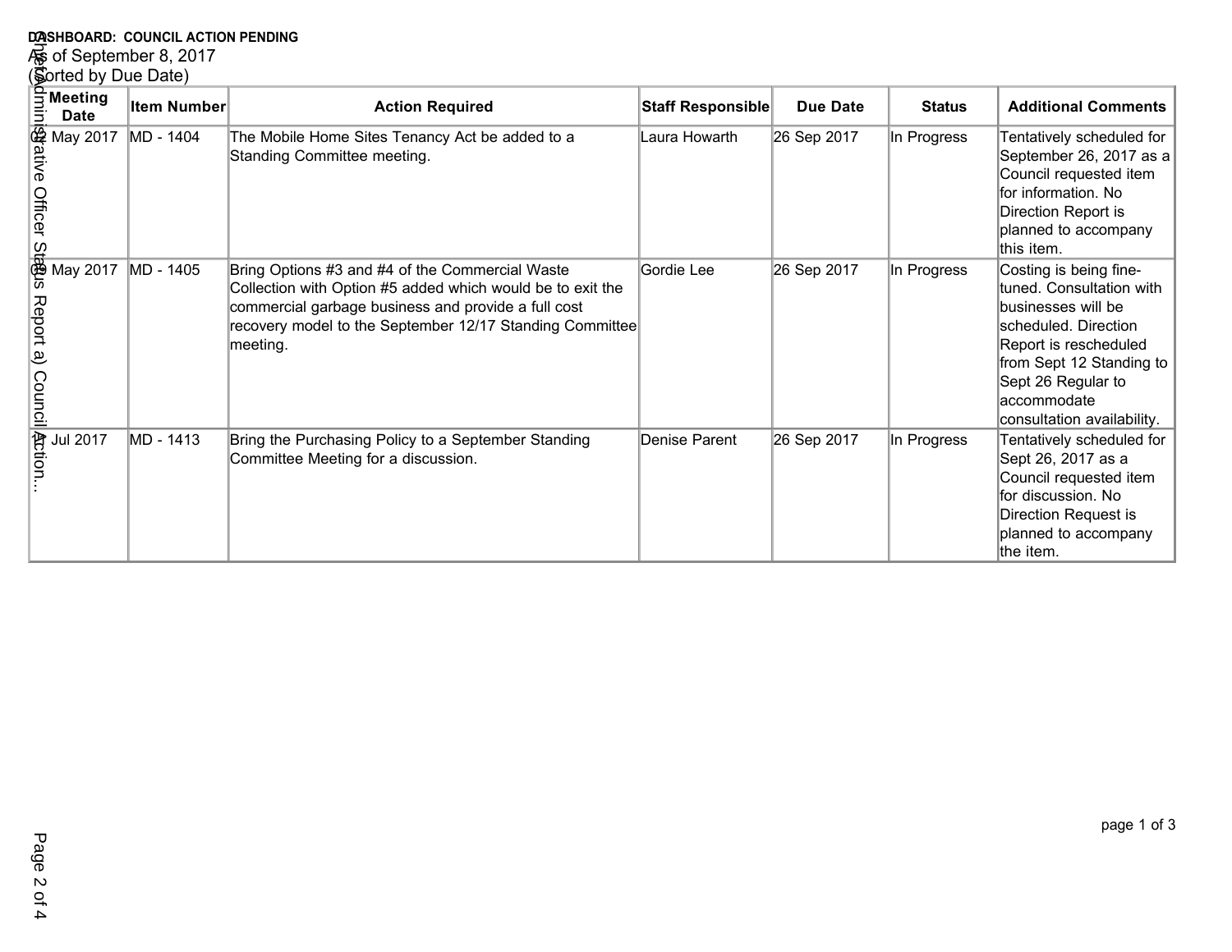**DASHBOARD: COUNCIL ACTION PENDING**

As of September 8, 2017

(Sorted by Due Date)

| Meeting Date | Item Number | Action Required | Staff Responsible | Due Date | Status | Additional Comments |
|---|---|---|---|---|---|---|
| 02 May 2017 | MD - 1404 | The Mobile Home Sites Tenancy Act be added to a Standing Committee meeting. | Laura Howarth | 26 Sep 2017 | In Progress | Tentatively scheduled for September 26, 2017 as a Council requested item for information. No Direction Report is planned to accompany this item. |
| 09 May 2017 | MD - 1405 | Bring Options #3 and #4 of the Commercial Waste Collection with Option #5 added which would be to exit the commercial garbage business and provide a full cost recovery model to the September 12/17 Standing Committee meeting. | Gordie Lee | 26 Sep 2017 | In Progress | Costing is being fine-tuned. Consultation with businesses will be scheduled. Direction Report is rescheduled from Sept 12 Standing to Sept 26 Regular to accommodate consultation availability. |
| 11 Jul 2017 | MD - 1413 | Bring the Purchasing Policy to a September Standing Committee Meeting for a discussion. | Denise Parent | 26 Sep 2017 | In Progress | Tentatively scheduled for Sept 26, 2017 as a Council requested item for discussion. No Direction Request is planned to accompany the item. |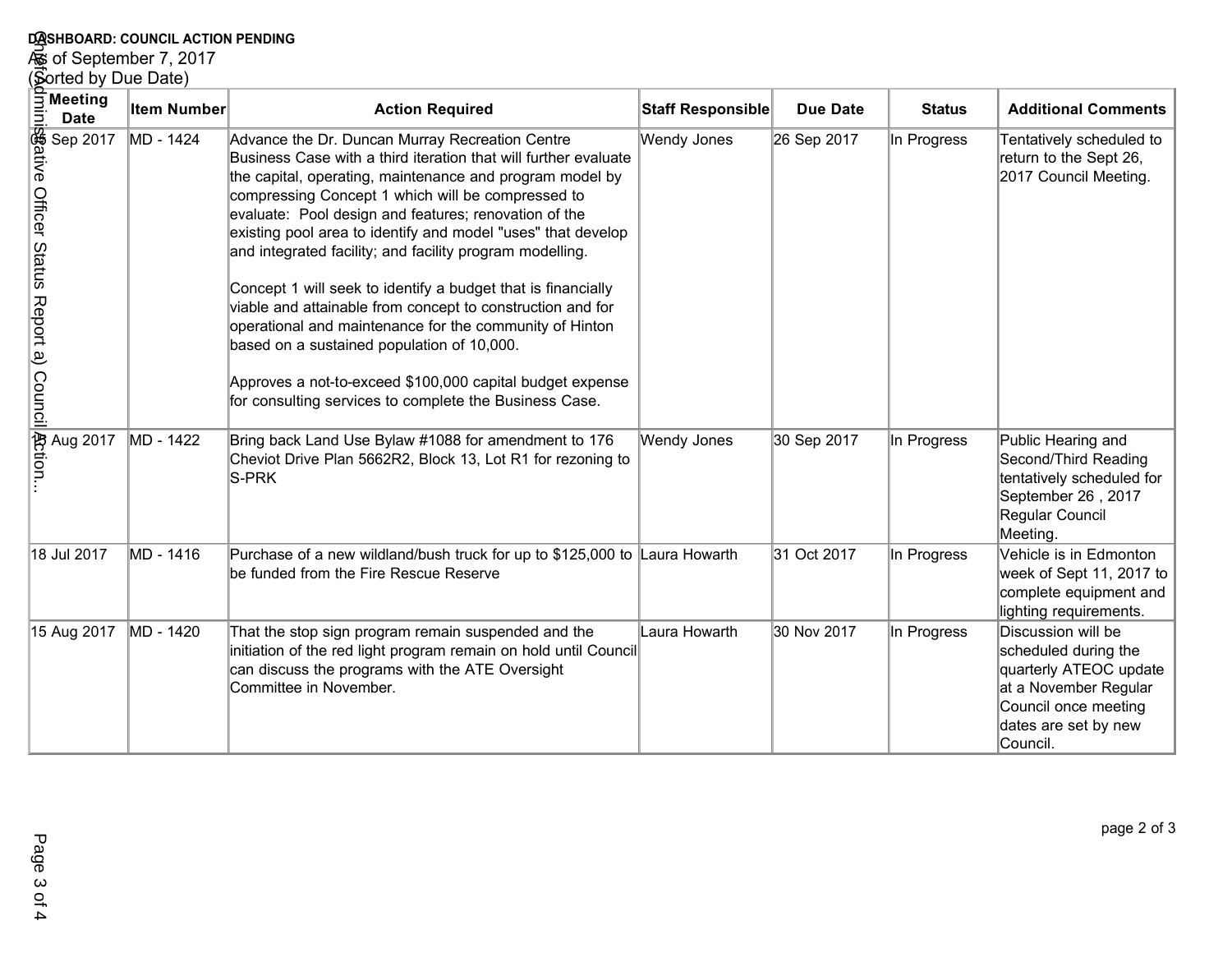**DASHBOARD: COUNCIL ACTION PENDING**

As of September 7, 2017

(Sorted by Due Date)

| Meeting Date | Item Number | Action Required | Staff Responsible | Due Date | Status | Additional Comments |
|---|---|---|---|---|---|---|
| 05 Sep 2017 | MD - 1424 | Advance the Dr. Duncan Murray Recreation Centre Business Case with a third iteration that will further evaluate the capital, operating, maintenance and program model by compressing Concept 1 which will be compressed to evaluate: Pool design and features; renovation of the existing pool area to identify and model "uses" that develop and integrated facility; and facility program modelling.<br><br>Concept 1 will seek to identify a budget that is financially viable and attainable from concept to construction and for operational and maintenance for the community of Hinton based on a sustained population of 10,000.<br><br>Approves a not-to-exceed $100,000 capital budget expense for consulting services to complete the Business Case. | Wendy Jones | 26 Sep 2017 | In Progress | Tentatively scheduled to return to the Sept 26, 2017 Council Meeting. |
| 15 Aug 2017 | MD - 1422 | Bring back Land Use Bylaw #1088 for amendment to 176 Cheviot Drive Plan 5662R2, Block 13, Lot R1 for rezoning to S-PRK | Wendy Jones | 30 Sep 2017 | In Progress | Public Hearing and Second/Third Reading tentatively scheduled for September 26 , 2017 Regular Council Meeting. |
| 18 Jul 2017 | MD - 1416 | Purchase of a new wildland/bush truck for up to $125,000 to be funded from the Fire Rescue Reserve | Laura Howarth | 31 Oct 2017 | In Progress | Vehicle is in Edmonton week of Sept 11, 2017 to complete equipment and lighting requirements. |
| 15 Aug 2017 | MD - 1420 | That the stop sign program remain suspended and the initiation of the red light program remain on hold until Council can discuss the programs with the ATE Oversight Committee in November. | Laura Howarth | 30 Nov 2017 | In Progress | Discussion will be scheduled during the quarterly ATEOC update at a November Regular Council once meeting dates are set by new Council. |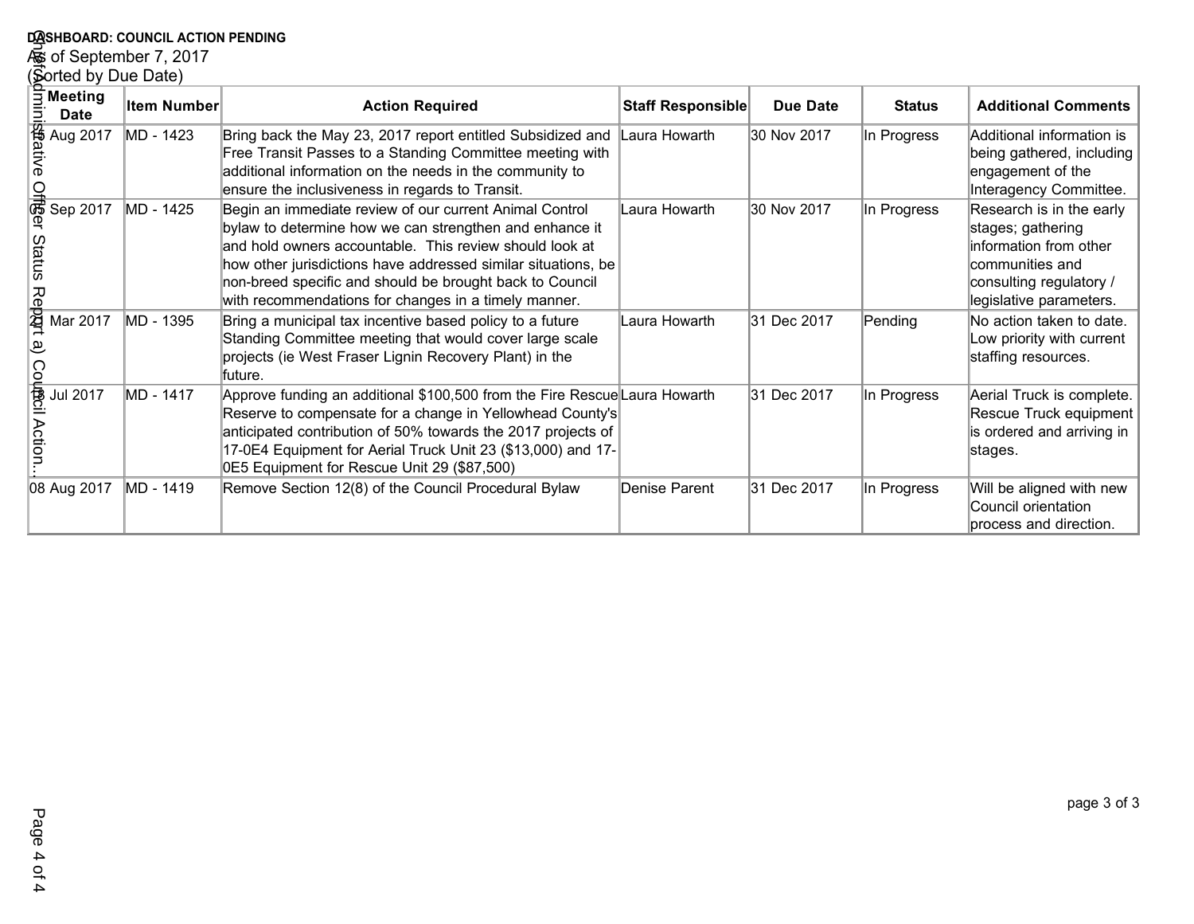**DASHBOARD: COUNCIL ACTION PENDING**

As of September 7, 2017

(Sorted by Due Date)

| Meeting Date | Item Number | Action Required | Staff Responsible | Due Date | Status | Additional Comments |
|---|---|---|---|---|---|---|
| 15 Aug 2017 | MD - 1423 | Bring back the May 23, 2017 report entitled Subsidized and Free Transit Passes to a Standing Committee meeting with additional information on the needs in the community to ensure the inclusiveness in regards to Transit. | Laura Howarth | 30 Nov 2017 | In Progress | Additional information is being gathered, including engagement of the Interagency Committee. |
| 05 Sep 2017 | MD - 1425 | Begin an immediate review of our current Animal Control bylaw to determine how we can strengthen and enhance it and hold owners accountable. This review should look at how other jurisdictions have addressed similar situations, be non-breed specific and should be brought back to Council with recommendations for changes in a timely manner. | Laura Howarth | 30 Nov 2017 | In Progress | Research is in the early stages; gathering information from other communities and consulting regulatory / legislative parameters. |
| 21 Mar 2017 | MD - 1395 | Bring a municipal tax incentive based policy to a future Standing Committee meeting that would cover large scale projects (ie West Fraser Lignin Recovery Plant) in the future. | Laura Howarth | 31 Dec 2017 | Pending | No action taken to date. Low priority with current staffing resources. |
| 18 Jul 2017 | MD - 1417 | Approve funding an additional $100,500 from the Fire Rescue Reserve to compensate for a change in Yellowhead County's anticipated contribution of 50% towards the 2017 projects of 17-0E4 Equipment for Aerial Truck Unit 23 ($13,000) and 17-0E5 Equipment for Rescue Unit 29 ($87,500) | Laura Howarth | 31 Dec 2017 | In Progress | Aerial Truck is complete. Rescue Truck equipment is ordered and arriving in stages. |
| 08 Aug 2017 | MD - 1419 | Remove Section 12(8) of the Council Procedural Bylaw | Denise Parent | 31 Dec 2017 | In Progress | Will be aligned with new Council orientation process and direction. |